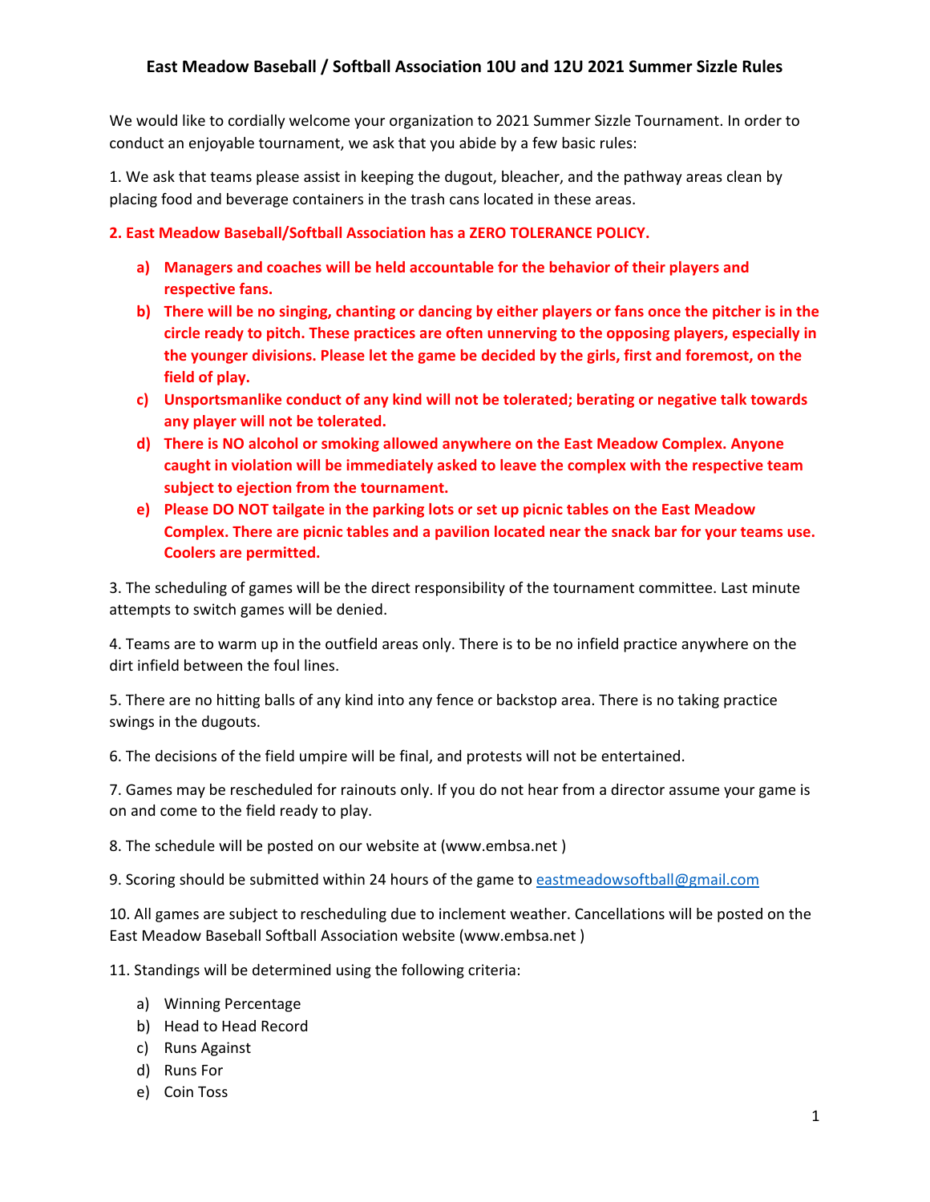# East Meadow Baseball / Softball Association 10U and 12U 2021 Summer Sizzle Rules

We would like to cordially welcome your organization to 2021 Summer Sizzle Tournament. In order to conduct an enjoyable tournament, we ask that you abide by a few basic rules:

1. We ask that teams please assist in keeping the dugout, bleacher, and the pathway areas clean by placing food and beverage containers in the trash cans located in these areas.

**2. East Meadow Baseball/Softball Association has a ZERO TOLERANCE POLICY.**

- **a) Managers and coaches will be held accountable for the behavior of their players and respective fans.**
- **b) There will be no singing, chanting or dancing by either players or fans once the pitcher is in the circle ready to pitch. These practices are often unnerving to the opposing players, especially in the younger divisions. Please let the game be decided by the girls, first and foremost, on the field of play.**
- **c) Unsportsmanlike conduct of any kind will not be tolerated; berating or negative talk towards any player will not be tolerated.**
- **d) There is NO alcohol or smoking allowed anywhere on the East Meadow Complex. Anyone caught in violation will be immediately asked to leave the complex with the respective team subject to ejection from the tournament.**
- **e) Please DO NOT tailgate in the parking lots or set up picnic tables on the East Meadow Complex. There are picnic tables and a pavilion located near the snack bar for your teams use. Coolers are permitted.**

3. The scheduling of games will be the direct responsibility of the tournament committee. Last minute attempts to switch games will be denied.

4. Teams are to warm up in the outfield areas only. There is to be no infield practice anywhere on the dirt infield between the foul lines.

5. There are no hitting balls of any kind into any fence or backstop area. There is no taking practice swings in the dugouts.

6. The decisions of the field umpire will be final, and protests will not be entertained.

7. Games may be rescheduled for rainouts only. If you do not hear from a director assume your game is on and come to the field ready to play.

8. The schedule will be posted on our website at (www.embsa.net )

9. Scoring should be submitted within 24 hours of the game to eastmeadowsoftball@gmail.com

10. All games are subject to rescheduling due to inclement weather. Cancellations will be posted on the East Meadow Baseball Softball Association website (www.embsa.net )

11. Standings will be determined using the following criteria:

- a) Winning Percentage
- b) Head to Head Record
- c) Runs Against
- d) Runs For
- e) Coin Toss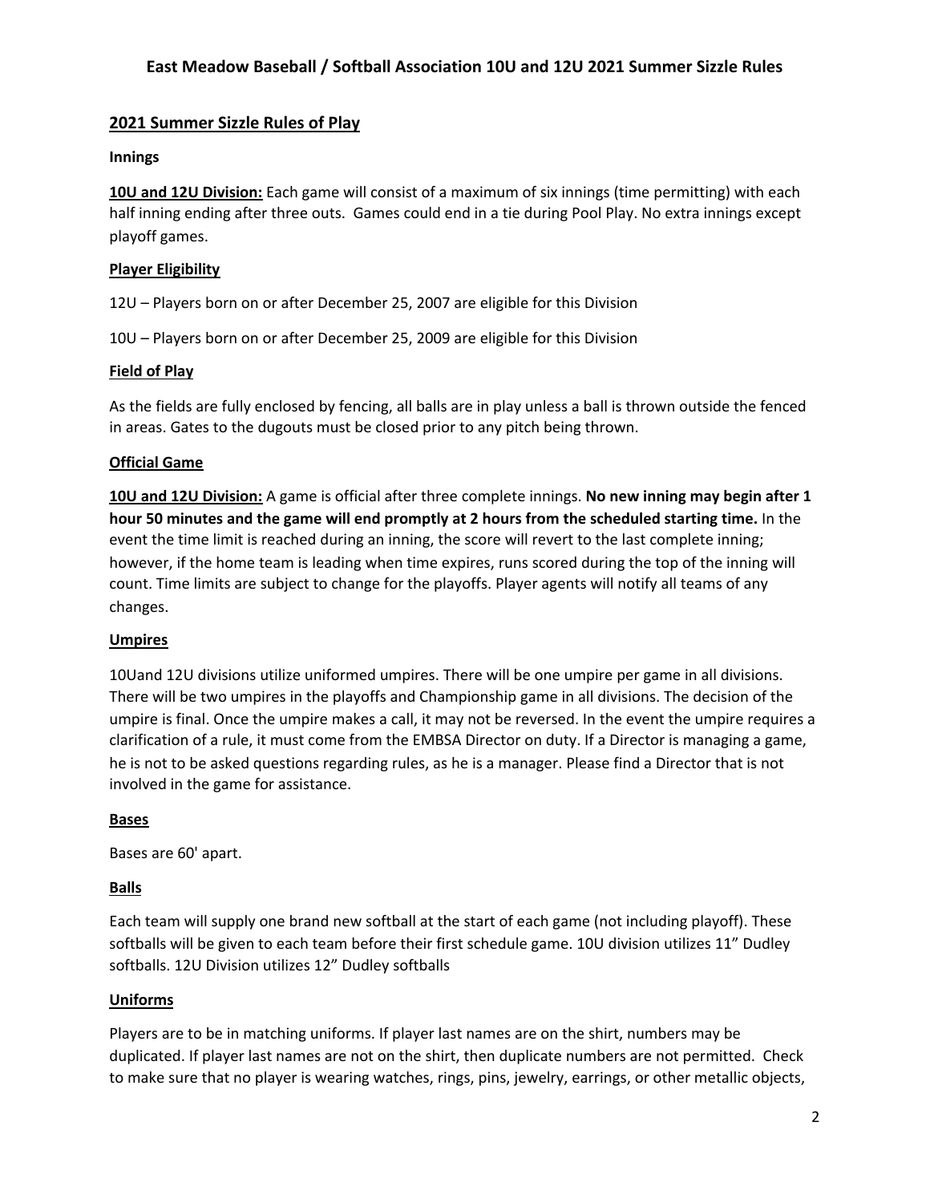## 2021 Summer Sizzle Rules of Play

**Innings**

**10U and 12U Division:** Each game will consist of a maximum of six innings (time permitting) with each half inning ending after three outs. Games could end in a tie during Pool Play. No extra innings except playoff games.

**Player Eligibility**

12U – Players born on or after December 25, 2007 are eligible for this Division

10U – Players born on or after December 25, 2009 are eligible for this Division

**Field of Play**

As the fields are fully enclosed by fencing, all balls are in play unless a ball is thrown outside the fenced in areas. Gates to the dugouts must be closed prior to any pitch being thrown.

**Official Game**

**10U and 12U Division:** A game is official after three complete innings. **No new inning may begin after 1 hour 50 minutes and the game will end promptly at 2 hours from the scheduled starting time.** In the event the time limit is reached during an inning, the score will revert to the last complete inning; however, if the home team is leading when time expires, runs scored during the top of the inning will count. Time limits are subject to change for the playoffs. Player agents will notify all teams of any changes.

**Umpires**

10Uand 12U divisions utilize uniformed umpires. There will be one umpire per game in all divisions. There will be two umpires in the playoffs and Championship game in all divisions. The decision of the umpire is final. Once the umpire makes a call, it may not be reversed. In the event the umpire requires a clarification of a rule, it must come from the EMBSA Director on duty. If a Director is managing a game, he is not to be asked questions regarding rules, as he is a manager. Please find a Director that is not involved in the game for assistance.

**Bases**

Bases are 60' apart.

**Balls**

Each team will supply one brand new softball at the start of each game (not including playoff). These softballs will be given to each team before their first schedule game. 10U division utilizes 11" Dudley softballs. 12U Division utilizes 12" Dudley softballs

**Uniforms**

Players are to be in matching uniforms. If player last names are on the shirt, numbers may be duplicated. If player last names are not on the shirt, then duplicate numbers are not permitted. Check to make sure that no player is wearing watches, rings, pins, jewelry, earrings, or other metallic objects,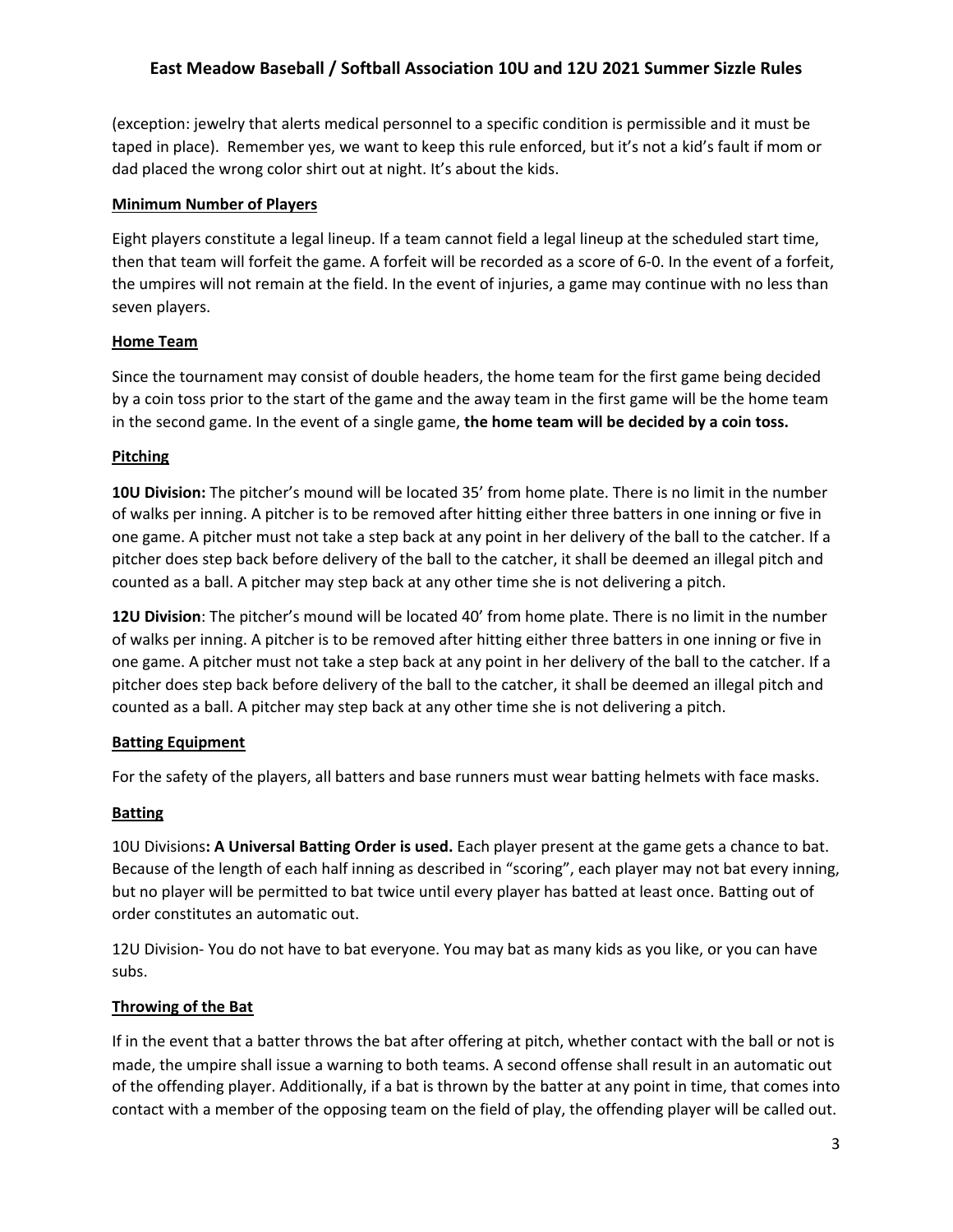(exception: jewelry that alerts medical personnel to a specific condition is permissible and it must be taped in place). Remember yes, we want to keep this rule enforced, but it's not a kid's fault if mom or dad placed the wrong color shirt out at night. It's about the kids.

**Minimum Number of Players**

Eight players constitute a legal lineup. If a team cannot field a legal lineup at the scheduled start time, then that team will forfeit the game. A forfeit will be recorded as a score of 6-0. In the event of a forfeit, the umpires will not remain at the field. In the event of injuries, a game may continue with no less than seven players.

**Home Team**

Since the tournament may consist of double headers, the home team for the first game being decided by a coin toss prior to the start of the game and the away team in the first game will be the home team in the second game. In the event of a single game, **the home team will be decided by a coin toss.**

**Pitching**

**10U Division:** The pitcher's mound will be located 35' from home plate. There is no limit in the number of walks per inning. A pitcher is to be removed after hitting either three batters in one inning or five in one game. A pitcher must not take a step back at any point in her delivery of the ball to the catcher. If a pitcher does step back before delivery of the ball to the catcher, it shall be deemed an illegal pitch and counted as a ball. A pitcher may step back at any other time she is not delivering a pitch.

**12U Division**: The pitcher's mound will be located 40' from home plate. There is no limit in the number of walks per inning. A pitcher is to be removed after hitting either three batters in one inning or five in one game. A pitcher must not take a step back at any point in her delivery of the ball to the catcher. If a pitcher does step back before delivery of the ball to the catcher, it shall be deemed an illegal pitch and counted as a ball. A pitcher may step back at any other time she is not delivering a pitch.

**Batting Equipment**

For the safety of the players, all batters and base runners must wear batting helmets with face masks.

**Batting**

10U Divisions**: A Universal Batting Order is used.** Each player present at the game gets a chance to bat. Because of the length of each half inning as described in "scoring", each player may not bat every inning, but no player will be permitted to bat twice until every player has batted at least once. Batting out of order constitutes an automatic out.

12U Division- You do not have to bat everyone. You may bat as many kids as you like, or you can have subs.

**Throwing of the Bat**

If in the event that a batter throws the bat after offering at pitch, whether contact with the ball or not is made, the umpire shall issue a warning to both teams. A second offense shall result in an automatic out of the offending player. Additionally, if a bat is thrown by the batter at any point in time, that comes into contact with a member of the opposing team on the field of play, the offending player will be called out.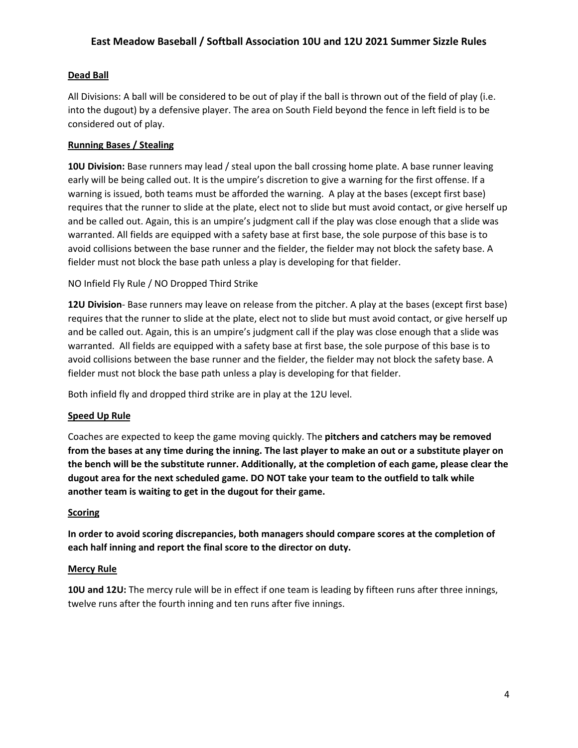### Dead Ball

All Divisions: A ball will be considered to be out of play if the ball is thrown out of the field of play (i.e. into the dugout) by a defensive player. The area on South Field beyond the fence in left field is to be considered out of play.

### Running Bases / Stealing

**10U Division:** Base runners may lead / steal upon the ball crossing home plate. A base runner leaving early will be being called out. It is the umpire's discretion to give a warning for the first offense. If a warning is issued, both teams must be afforded the warning. A play at the bases (except first base) requires that the runner to slide at the plate, elect not to slide but must avoid contact, or give herself up and be called out. Again, this is an umpire's judgment call if the play was close enough that a slide was warranted. All fields are equipped with a safety base at first base, the sole purpose of this base is to avoid collisions between the base runner and the fielder, the fielder may not block the safety base. A fielder must not block the base path unless a play is developing for that fielder.

NO Infield Fly Rule / NO Dropped Third Strike

**12U Division**- Base runners may leave on release from the pitcher. A play at the bases (except first base) requires that the runner to slide at the plate, elect not to slide but must avoid contact, or give herself up and be called out. Again, this is an umpire's judgment call if the play was close enough that a slide was warranted. All fields are equipped with a safety base at first base, the sole purpose of this base is to avoid collisions between the base runner and the fielder, the fielder may not block the safety base. A fielder must not block the base path unless a play is developing for that fielder.

Both infield fly and dropped third strike are in play at the 12U level.

### Speed Up Rule

Coaches are expected to keep the game moving quickly. The **pitchers and catchers may be removed from the bases at any time during the inning. The last player to make an out or a substitute player on the bench will be the substitute runner. Additionally, at the completion of each game, please clear the dugout area for the next scheduled game. DO NOT take your team to the outfield to talk while another team is waiting to get in the dugout for their game.**

### Scoring

**In order to avoid scoring discrepancies, both managers should compare scores at the completion of each half inning and report the final score to the director on duty.**

### Mercy Rule

**10U and 12U:** The mercy rule will be in effect if one team is leading by fifteen runs after three innings, twelve runs after the fourth inning and ten runs after five innings.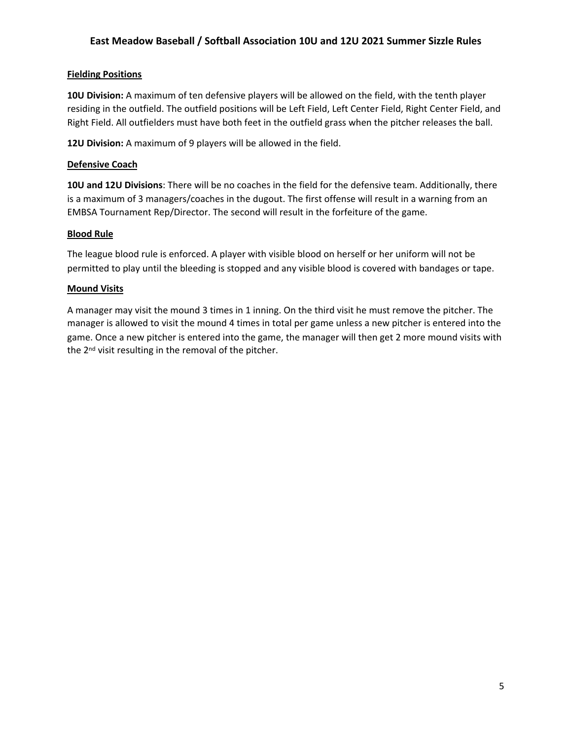#### **Fielding Positions**

**10U Division:** A maximum of ten defensive players will be allowed on the field, with the tenth player residing in the outfield. The outfield positions will be Left Field, Left Center Field, Right Center Field, and Right Field. All outfielders must have both feet in the outfield grass when the pitcher releases the ball.

**12U Division:** A maximum of 9 players will be allowed in the field.

#### **Defensive Coach**

**10U and 12U Divisions**: There will be no coaches in the field for the defensive team. Additionally, there is a maximum of 3 managers/coaches in the dugout. The first offense will result in a warning from an EMBSA Tournament Rep/Director. The second will result in the forfeiture of the game.

#### **Blood Rule**

The league blood rule is enforced. A player with visible blood on herself or her uniform will not be permitted to play until the bleeding is stopped and any visible blood is covered with bandages or tape.

#### **Mound Visits**

A manager may visit the mound 3 times in 1 inning. On the third visit he must remove the pitcher. The manager is allowed to visit the mound 4 times in total per game unless a new pitcher is entered into the game. Once a new pitcher is entered into the game, the manager will then get 2 more mound visits with the 2nd visit resulting in the removal of the pitcher.